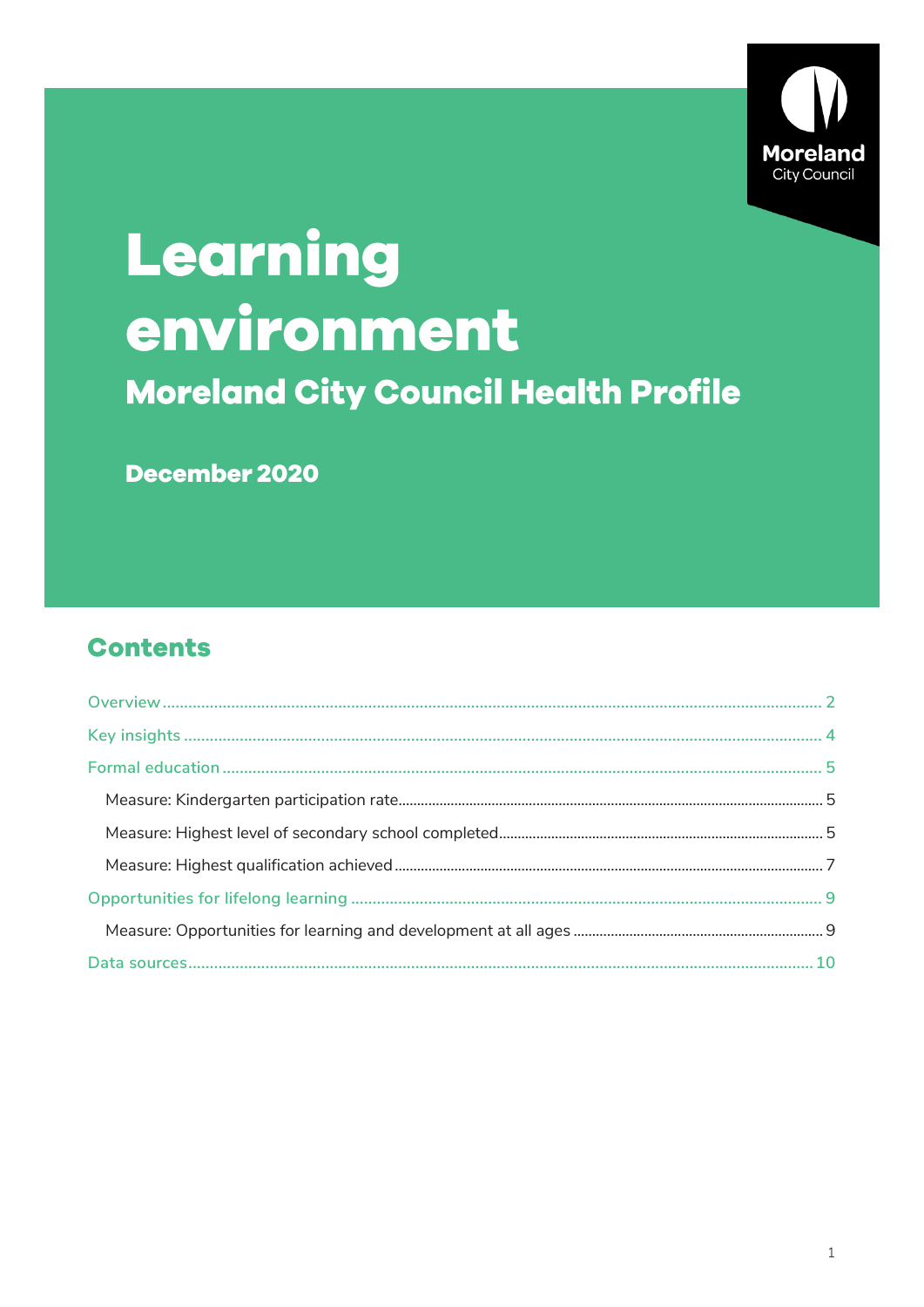Moreland City Council

# Learning environment

## Moreland City Council Health Profile

**December 2020**

## Contents

- Overview ..... 2
- Key insights ..... 4
- Formal education ..... 5
  - Measure: Kindergarten participation rate ..... 5
  - Measure: Highest level of secondary school completed ..... 5
  - Measure: Highest qualification achieved ..... 7
- Opportunities for lifelong learning ..... 9
  - Measure: Opportunities for learning and development at all ages ..... 9
- Data sources ..... 10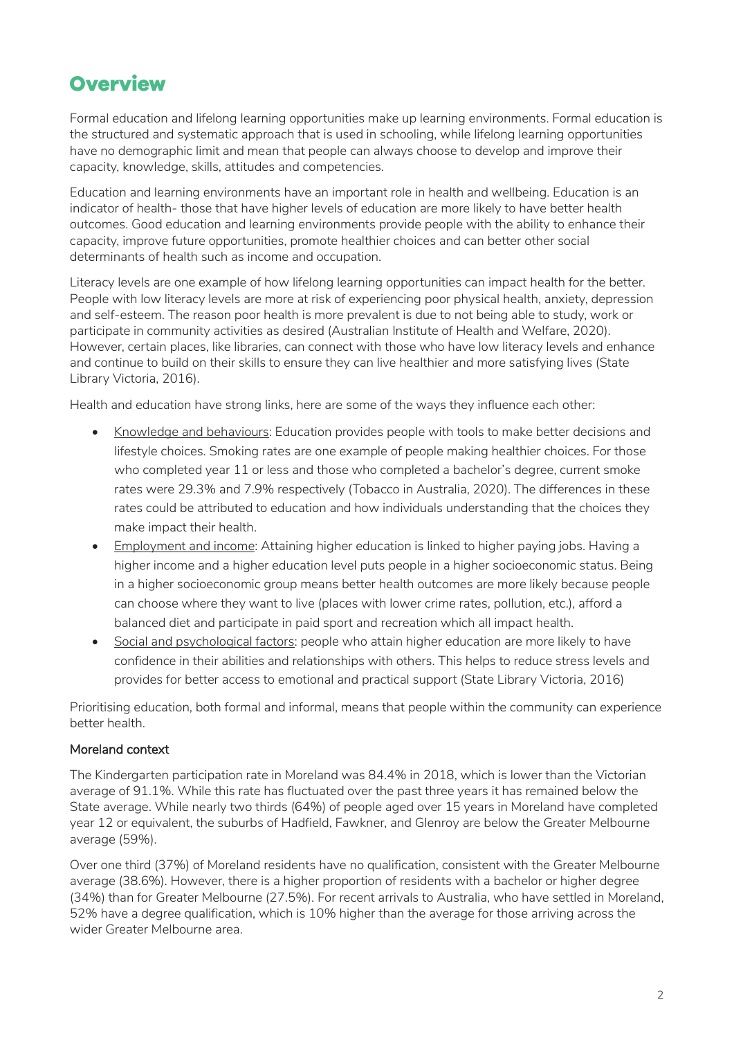# Overview

Formal education and lifelong learning opportunities make up learning environments. Formal education is the structured and systematic approach that is used in schooling, while lifelong learning opportunities have no demographic limit and mean that people can always choose to develop and improve their capacity, knowledge, skills, attitudes and competencies.

Education and learning environments have an important role in health and wellbeing. Education is an indicator of health- those that have higher levels of education are more likely to have better health outcomes. Good education and learning environments provide people with the ability to enhance their capacity, improve future opportunities, promote healthier choices and can better other social determinants of health such as income and occupation.

Literacy levels are one example of how lifelong learning opportunities can impact health for the better. People with low literacy levels are more at risk of experiencing poor physical health, anxiety, depression and self-esteem. The reason poor health is more prevalent is due to not being able to study, work or participate in community activities as desired (Australian Institute of Health and Welfare, 2020). However, certain places, like libraries, can connect with those who have low literacy levels and enhance and continue to build on their skills to ensure they can live healthier and more satisfying lives (State Library Victoria, 2016).

Health and education have strong links, here are some of the ways they influence each other:

- Knowledge and behaviours: Education provides people with tools to make better decisions and lifestyle choices. Smoking rates are one example of people making healthier choices. For those who completed year 11 or less and those who completed a bachelor's degree, current smoke rates were 29.3% and 7.9% respectively (Tobacco in Australia, 2020). The differences in these rates could be attributed to education and how individuals understanding that the choices they make impact their health.
- Employment and income: Attaining higher education is linked to higher paying jobs. Having a higher income and a higher education level puts people in a higher socioeconomic status. Being in a higher socioeconomic group means better health outcomes are more likely because people can choose where they want to live (places with lower crime rates, pollution, etc.), afford a balanced diet and participate in paid sport and recreation which all impact health.
- Social and psychological factors: people who attain higher education are more likely to have confidence in their abilities and relationships with others. This helps to reduce stress levels and provides for better access to emotional and practical support (State Library Victoria, 2016)

Prioritising education, both formal and informal, means that people within the community can experience better health.

### Moreland context

The Kindergarten participation rate in Moreland was 84.4% in 2018, which is lower than the Victorian average of 91.1%. While this rate has fluctuated over the past three years it has remained below the State average. While nearly two thirds (64%) of people aged over 15 years in Moreland have completed year 12 or equivalent, the suburbs of Hadfield, Fawkner, and Glenroy are below the Greater Melbourne average (59%).

Over one third (37%) of Moreland residents have no qualification, consistent with the Greater Melbourne average (38.6%). However, there is a higher proportion of residents with a bachelor or higher degree (34%) than for Greater Melbourne (27.5%). For recent arrivals to Australia, who have settled in Moreland, 52% have a degree qualification, which is 10% higher than the average for those arriving across the wider Greater Melbourne area.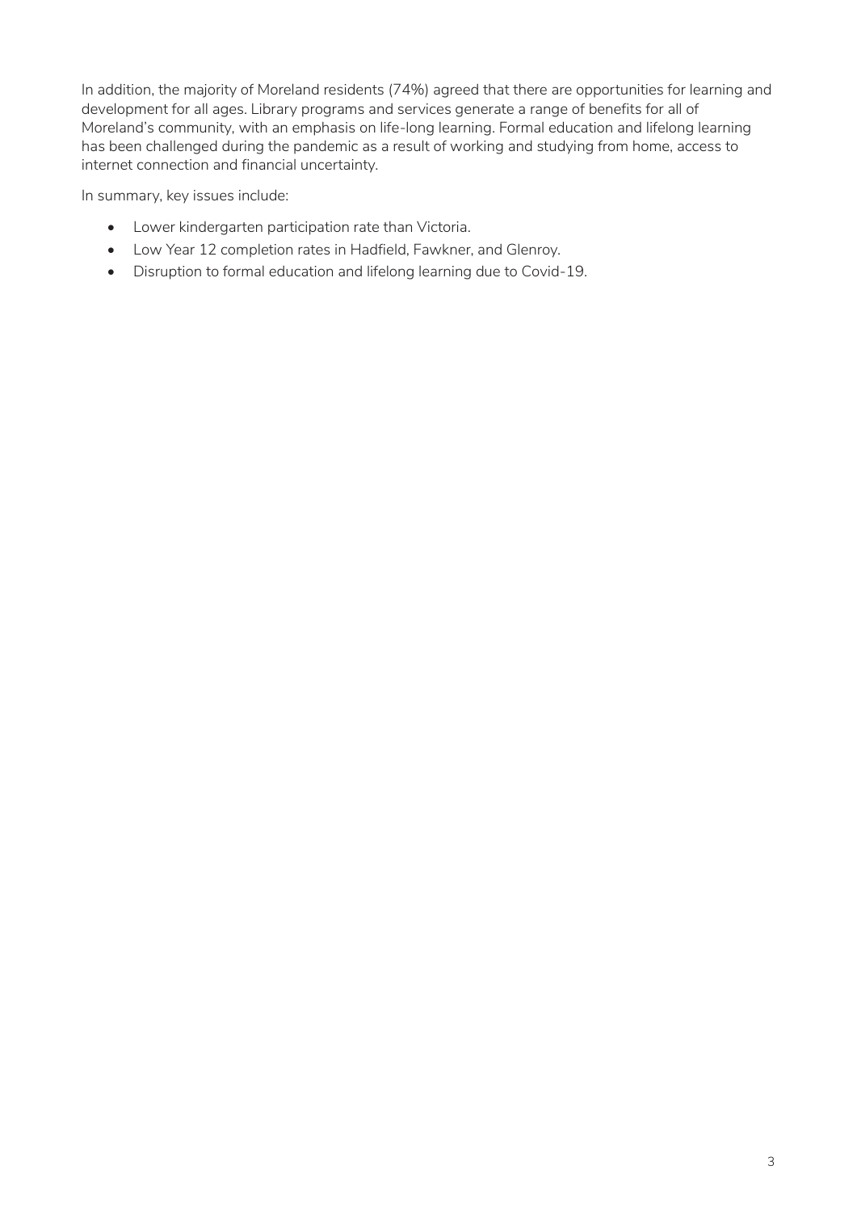In addition, the majority of Moreland residents (74%) agreed that there are opportunities for learning and development for all ages. Library programs and services generate a range of benefits for all of Moreland's community, with an emphasis on life-long learning. Formal education and lifelong learning has been challenged during the pandemic as a result of working and studying from home, access to internet connection and financial uncertainty.

In summary, key issues include:

- Lower kindergarten participation rate than Victoria.
- Low Year 12 completion rates in Hadfield, Fawkner, and Glenroy.
- Disruption to formal education and lifelong learning due to Covid-19.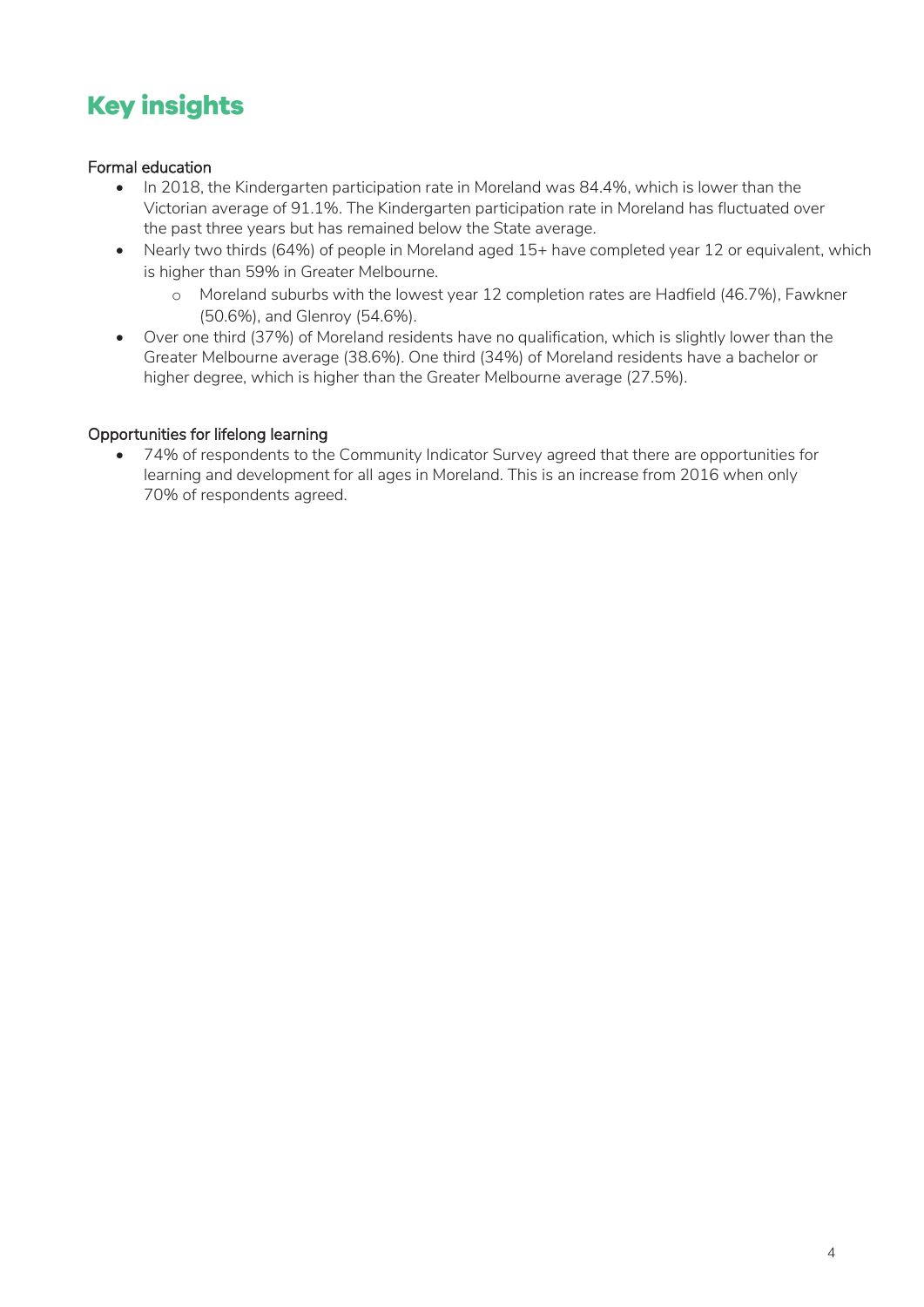# Key insights

### Formal education

- In 2018, the Kindergarten participation rate in Moreland was 84.4%, which is lower than the Victorian average of 91.1%. The Kindergarten participation rate in Moreland has fluctuated over the past three years but has remained below the State average.
- Nearly two thirds (64%) of people in Moreland aged 15+ have completed year 12 or equivalent, which is higher than 59% in Greater Melbourne.
  - Moreland suburbs with the lowest year 12 completion rates are Hadfield (46.7%), Fawkner (50.6%), and Glenroy (54.6%).
- Over one third (37%) of Moreland residents have no qualification, which is slightly lower than the Greater Melbourne average (38.6%). One third (34%) of Moreland residents have a bachelor or higher degree, which is higher than the Greater Melbourne average (27.5%).

### Opportunities for lifelong learning

- 74% of respondents to the Community Indicator Survey agreed that there are opportunities for learning and development for all ages in Moreland. This is an increase from 2016 when only 70% of respondents agreed.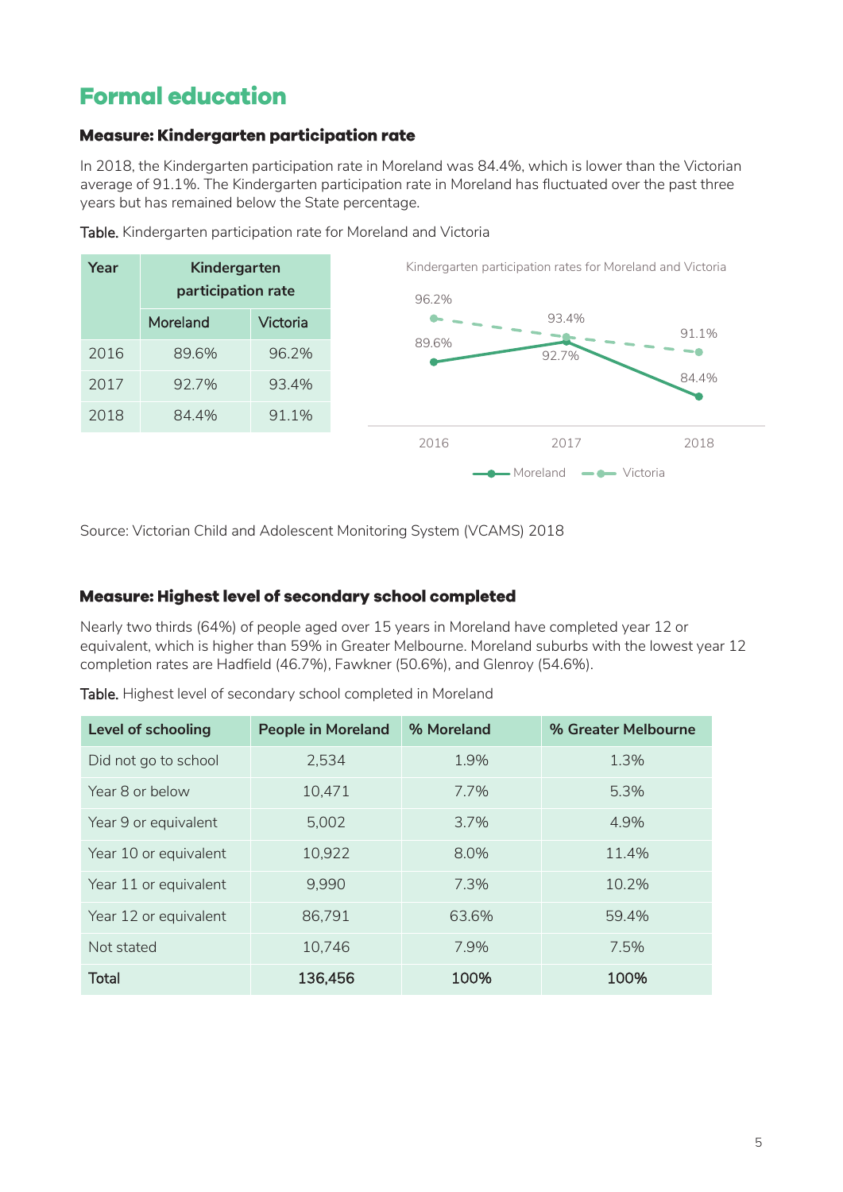# Formal education

### Measure: Kindergarten participation rate

In 2018, the Kindergarten participation rate in Moreland was 84.4%, which is lower than the Victorian average of 91.1%. The Kindergarten participation rate in Moreland has fluctuated over the past three years but has remained below the State percentage.

**Table.** Kindergarten participation rate for Moreland and Victoria

| Year | Kindergarten participation rate | |
|---|---|---|
| | Moreland | Victoria |
| 2016 | 89.6% | 96.2% |
| 2017 | 92.7% | 93.4% |
| 2018 | 84.4% | 91.1% |

Kindergarten participation rates for Moreland and Victoria

96.2%
93.4%
91.1%
89.6%
92.7%
84.4%
2016
2017
2018
Moreland
Victoria

Source: Victorian Child and Adolescent Monitoring System (VCAMS) 2018

### Measure: Highest level of secondary school completed

Nearly two thirds (64%) of people aged over 15 years in Moreland have completed year 12 or equivalent, which is higher than 59% in Greater Melbourne. Moreland suburbs with the lowest year 12 completion rates are Hadfield (46.7%), Fawkner (50.6%), and Glenroy (54.6%).

**Table.** Highest level of secondary school completed in Moreland

| Level of schooling | People in Moreland | % Moreland | % Greater Melbourne |
|---|---|---|---|
| Did not go to school | 2,534 | 1.9% | 1.3% |
| Year 8 or below | 10,471 | 7.7% | 5.3% |
| Year 9 or equivalent | 5,002 | 3.7% | 4.9% |
| Year 10 or equivalent | 10,922 | 8.0% | 11.4% |
| Year 11 or equivalent | 9,990 | 7.3% | 10.2% |
| Year 12 or equivalent | 86,791 | 63.6% | 59.4% |
| Not stated | 10,746 | 7.9% | 7.5% |
| **Total** | **136,456** | **100%** | **100%** |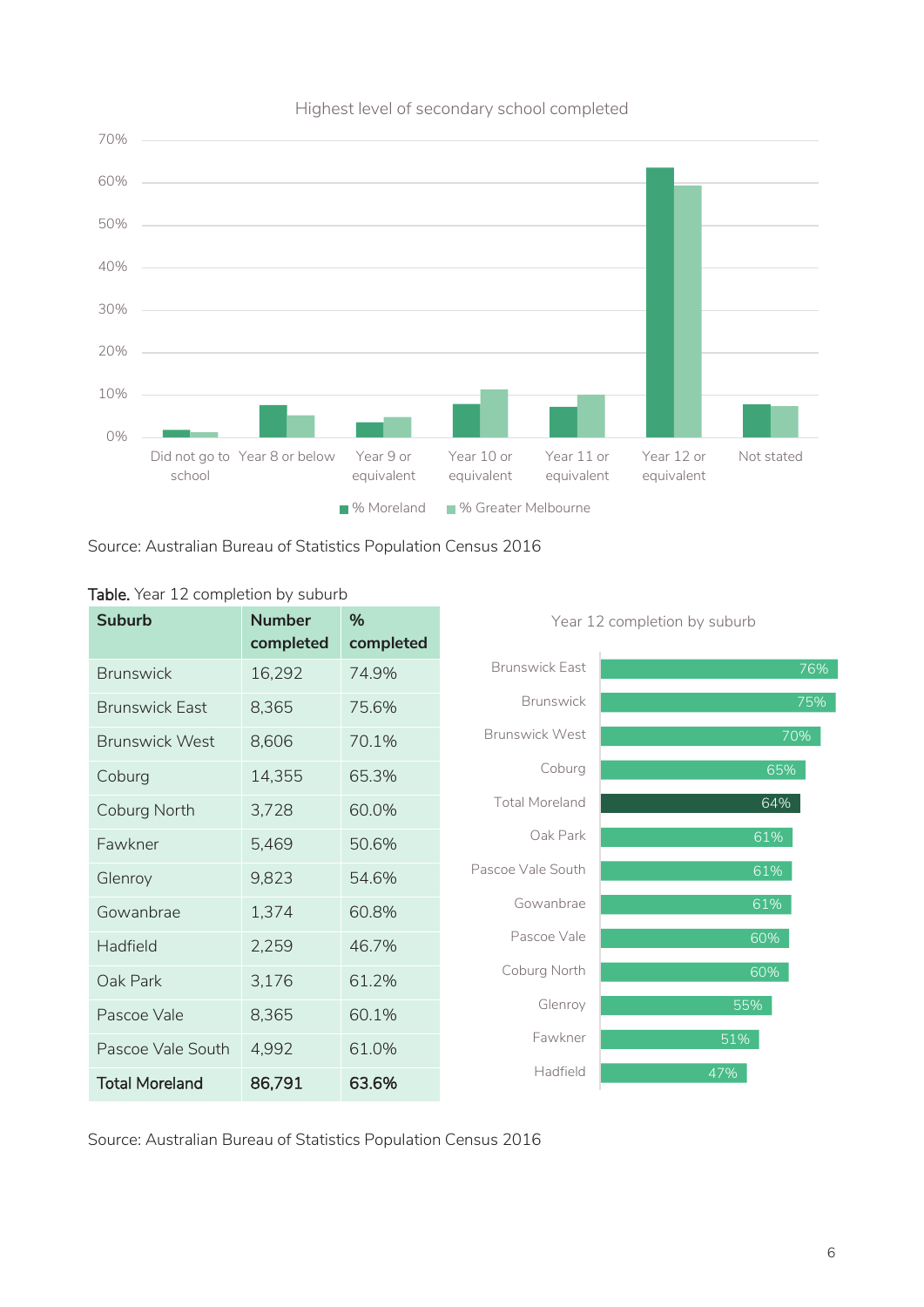Highest level of secondary school completed

70%
60%
50%
40%
30%
20%
10%
0%

Did not go to school
Year 8 or below
Year 9 or equivalent
Year 10 or equivalent
Year 11 or equivalent
Year 12 or equivalent
Not stated

% Moreland
% Greater Melbourne

Source: Australian Bureau of Statistics Population Census 2016

**Table.** Year 12 completion by suburb

| Suburb | Number completed | % completed |
|---|---|---|
| Brunswick | 16,292 | 74.9% |
| Brunswick East | 8,365 | 75.6% |
| Brunswick West | 8,606 | 70.1% |
| Coburg | 14,355 | 65.3% |
| Coburg North | 3,728 | 60.0% |
| Fawkner | 5,469 | 50.6% |
| Glenroy | 9,823 | 54.6% |
| Gowanbrae | 1,374 | 60.8% |
| Hadfield | 2,259 | 46.7% |
| Oak Park | 3,176 | 61.2% |
| Pascoe Vale | 8,365 | 60.1% |
| Pascoe Vale South | 4,992 | 61.0% |
| **Total Moreland** | **86,791** | **63.6%** |

Year 12 completion by suburb

Brunswick East 76%
Brunswick 75%
Brunswick West 70%
Coburg 65%
Total Moreland 64%
Oak Park 61%
Pascoe Vale South 61%
Gowanbrae 61%
Pascoe Vale 60%
Coburg North 60%
Glenroy 55%
Fawkner 51%
Hadfield 47%

Source: Australian Bureau of Statistics Population Census 2016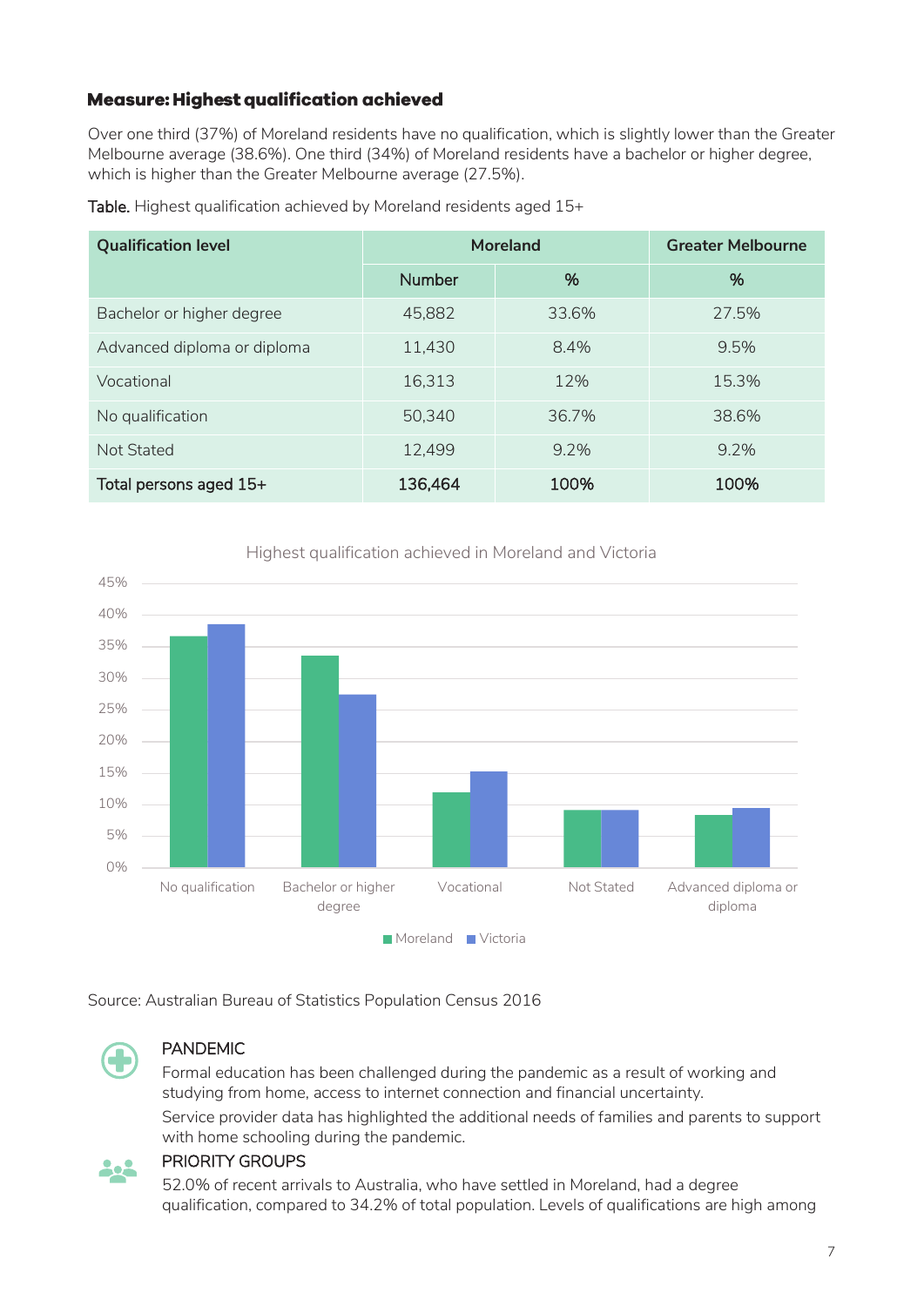### Measure: Highest qualification achieved

Over one third (37%) of Moreland residents have no qualification, which is slightly lower than the Greater Melbourne average (38.6%). One third (34%) of Moreland residents have a bachelor or higher degree, which is higher than the Greater Melbourne average (27.5%).

**Table.** Highest qualification achieved by Moreland residents aged 15+

| Qualification level | Moreland | | Greater Melbourne |
|---|---|---|---|
| | Number | % | % |
| Bachelor or higher degree | 45,882 | 33.6% | 27.5% |
| Advanced diploma or diploma | 11,430 | 8.4% | 9.5% |
| Vocational | 16,313 | 12% | 15.3% |
| No qualification | 50,340 | 36.7% | 38.6% |
| Not Stated | 12,499 | 9.2% | 9.2% |
| **Total persons aged 15+** | **136,464** | **100%** | **100%** |

Highest qualification achieved in Moreland and Victoria

45%
40%
35%
30%
25%
20%
15%
10%
5%
0%

No qualification
Bachelor or higher degree
Vocational
Not Stated
Advanced diploma or diploma

Moreland
Victoria

Source: Australian Bureau of Statistics Population Census 2016

#### PANDEMIC

Formal education has been challenged during the pandemic as a result of working and studying from home, access to internet connection and financial uncertainty.

Service provider data has highlighted the additional needs of families and parents to support with home schooling during the pandemic.

#### PRIORITY GROUPS

52.0% of recent arrivals to Australia, who have settled in Moreland, had a degree qualification, compared to 34.2% of total population. Levels of qualifications are high among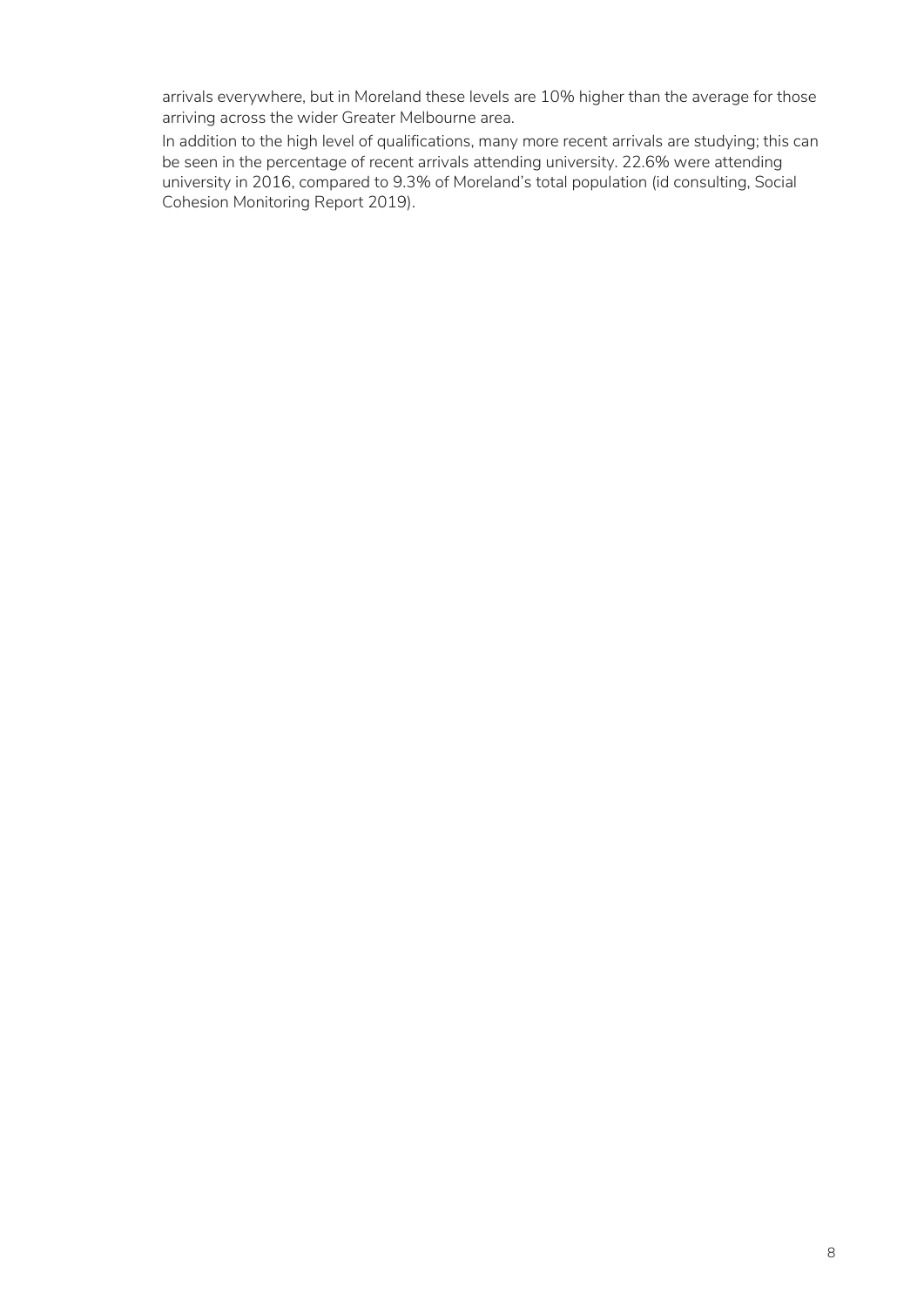arrivals everywhere, but in Moreland these levels are 10% higher than the average for those arriving across the wider Greater Melbourne area.

In addition to the high level of qualifications, many more recent arrivals are studying; this can be seen in the percentage of recent arrivals attending university. 22.6% were attending university in 2016, compared to 9.3% of Moreland's total population (id consulting, Social Cohesion Monitoring Report 2019).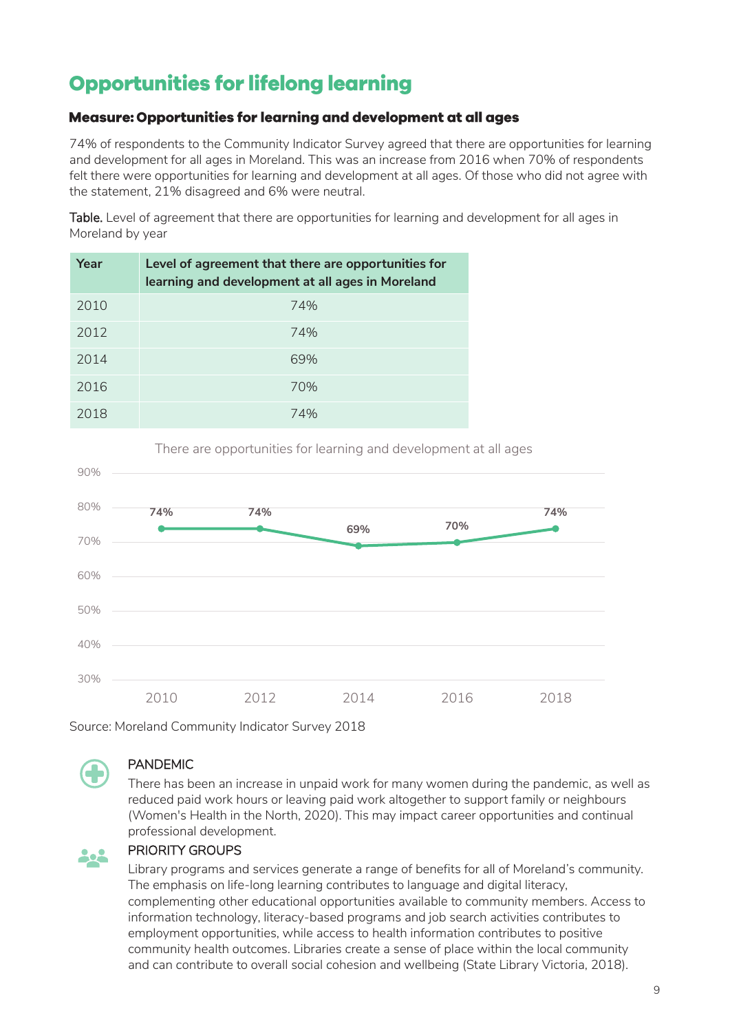# Opportunities for lifelong learning

### Measure: Opportunities for learning and development at all ages

74% of respondents to the Community Indicator Survey agreed that there are opportunities for learning and development for all ages in Moreland. This was an increase from 2016 when 70% of respondents felt there were opportunities for learning and development at all ages. Of those who did not agree with the statement, 21% disagreed and 6% were neutral.

**Table.** Level of agreement that there are opportunities for learning and development for all ages in Moreland by year

| Year | Level of agreement that there are opportunities for learning and development at all ages in Moreland |
|---|---|
| 2010 | 74% |
| 2012 | 74% |
| 2014 | 69% |
| 2016 | 70% |
| 2018 | 74% |

There are opportunities for learning and development at all ages

90%
80%
70%
60%
50%
40%
30%

74%
74%
69%
70%
74%

2010
2012
2014
2016
2018

Source: Moreland Community Indicator Survey 2018

**PANDEMIC**

There has been an increase in unpaid work for many women during the pandemic, as well as reduced paid work hours or leaving paid work altogether to support family or neighbours (Women's Health in the North, 2020). This may impact career opportunities and continual professional development.

**PRIORITY GROUPS**

Library programs and services generate a range of benefits for all of Moreland's community. The emphasis on life-long learning contributes to language and digital literacy, complementing other educational opportunities available to community members. Access to information technology, literacy-based programs and job search activities contributes to employment opportunities, while access to health information contributes to positive community health outcomes. Libraries create a sense of place within the local community and can contribute to overall social cohesion and wellbeing (State Library Victoria, 2018).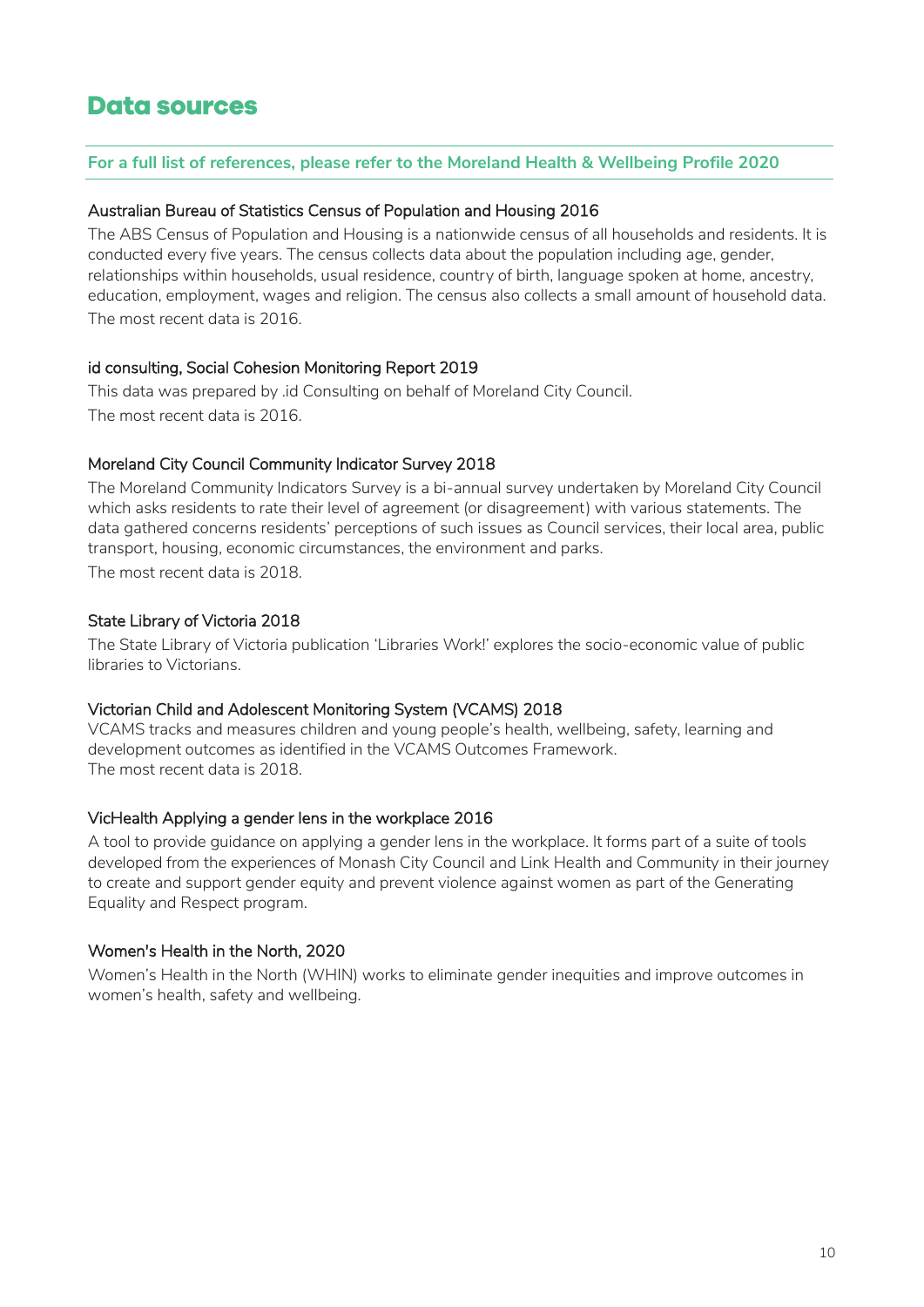# Data sources

**For a full list of references, please refer to the Moreland Health & Wellbeing Profile 2020**

### Australian Bureau of Statistics Census of Population and Housing 2016

The ABS Census of Population and Housing is a nationwide census of all households and residents. It is conducted every five years. The census collects data about the population including age, gender, relationships within households, usual residence, country of birth, language spoken at home, ancestry, education, employment, wages and religion. The census also collects a small amount of household data.

The most recent data is 2016.

### id consulting, Social Cohesion Monitoring Report 2019

This data was prepared by .id Consulting on behalf of Moreland City Council.

The most recent data is 2016.

### Moreland City Council Community Indicator Survey 2018

The Moreland Community Indicators Survey is a bi-annual survey undertaken by Moreland City Council which asks residents to rate their level of agreement (or disagreement) with various statements. The data gathered concerns residents' perceptions of such issues as Council services, their local area, public transport, housing, economic circumstances, the environment and parks.

The most recent data is 2018.

### State Library of Victoria 2018

The State Library of Victoria publication 'Libraries Work!' explores the socio-economic value of public libraries to Victorians.

### Victorian Child and Adolescent Monitoring System (VCAMS) 2018

VCAMS tracks and measures children and young people's health, wellbeing, safety, learning and development outcomes as identified in the VCAMS Outcomes Framework.
The most recent data is 2018.

### VicHealth Applying a gender lens in the workplace 2016

A tool to provide guidance on applying a gender lens in the workplace. It forms part of a suite of tools developed from the experiences of Monash City Council and Link Health and Community in their journey to create and support gender equity and prevent violence against women as part of the Generating Equality and Respect program.

### Women's Health in the North, 2020

Women's Health in the North (WHIN) works to eliminate gender inequities and improve outcomes in women's health, safety and wellbeing.